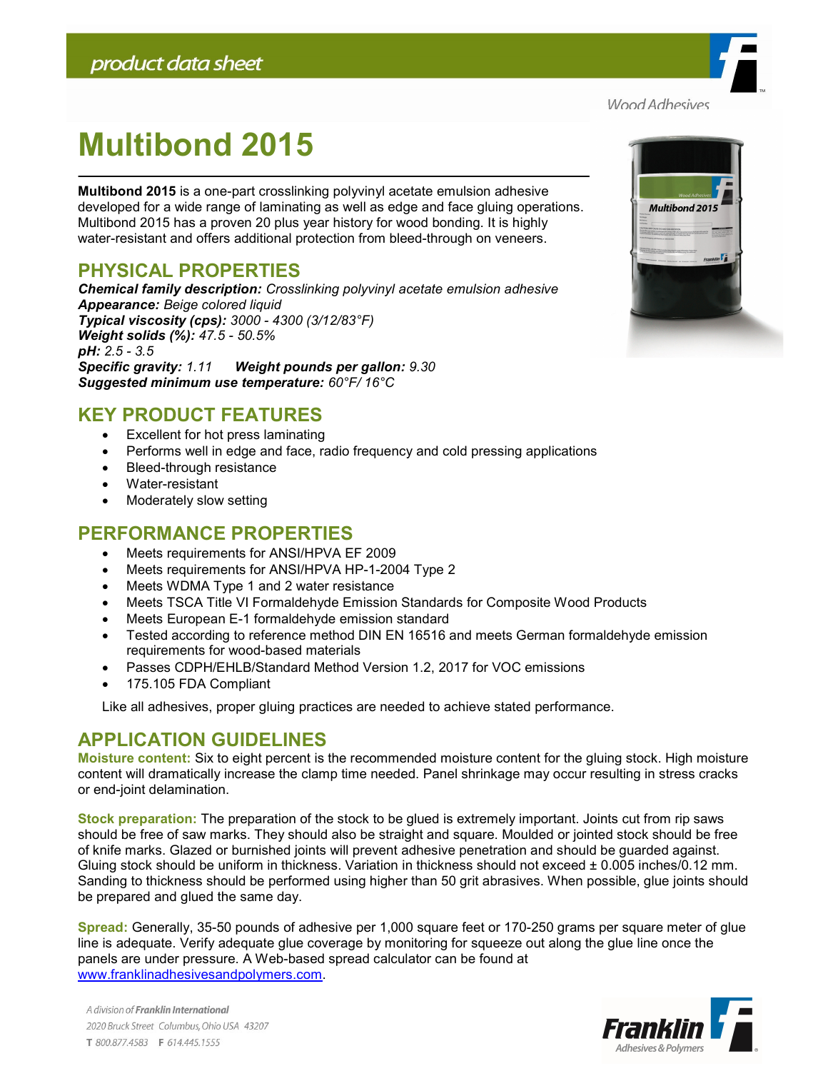product data sheet

Wood Adhesives

# Multibond 2015

**Multibond 2015** is a one-part crosslinking polyvinyl acetate emulsion adhesive developed for a wide range of laminating as well as edge and face gluing operations. Multibond 2015 has a proven 20 plus year history for wood bonding. It is highly water-resistant and offers additional protection from bleed-through on veneers.

## PHYSICAL PROPERTIES

***Chemical family description:*** *Crosslinking polyvinyl acetate emulsion adhesive*
***Appearance:*** *Beige colored liquid*
***Typical viscosity (cps):*** *3000 - 4300 (3/12/83°F)*
***Weight solids (%):*** *47.5 - 50.5%*
***pH:*** *2.5 - 3.5*
***Specific gravity:*** *1.11* ***Weight pounds per gallon:*** *9.30*
***Suggested minimum use temperature:*** *60°F/ 16°C*

## KEY PRODUCT FEATURES

- Excellent for hot press laminating
- Performs well in edge and face, radio frequency and cold pressing applications
- Bleed-through resistance
- Water-resistant
- Moderately slow setting

## PERFORMANCE PROPERTIES

- Meets requirements for ANSI/HPVA EF 2009
- Meets requirements for ANSI/HPVA HP-1-2004 Type 2
- Meets WDMA Type 1 and 2 water resistance
- Meets TSCA Title VI Formaldehyde Emission Standards for Composite Wood Products
- Meets European E-1 formaldehyde emission standard
- Tested according to reference method DIN EN 16516 and meets German formaldehyde emission requirements for wood-based materials
- Passes CDPH/EHLB/Standard Method Version 1.2, 2017 for VOC emissions
- 175.105 FDA Compliant

Like all adhesives, proper gluing practices are needed to achieve stated performance.

## APPLICATION GUIDELINES

**Moisture content:** Six to eight percent is the recommended moisture content for the gluing stock. High moisture content will dramatically increase the clamp time needed. Panel shrinkage may occur resulting in stress cracks or end-joint delamination.

**Stock preparation:** The preparation of the stock to be glued is extremely important. Joints cut from rip saws should be free of saw marks. They should also be straight and square. Moulded or jointed stock should be free of knife marks. Glazed or burnished joints will prevent adhesive penetration and should be guarded against. Gluing stock should be uniform in thickness. Variation in thickness should not exceed ± 0.005 inches/0.12 mm. Sanding to thickness should be performed using higher than 50 grit abrasives. When possible, glue joints should be prepared and glued the same day.

**Spread:** Generally, 35-50 pounds of adhesive per 1,000 square feet or 170-250 grams per square meter of glue line is adequate. Verify adequate glue coverage by monitoring for squeeze out along the glue line once the panels are under pressure. A Web-based spread calculator can be found at [www.franklinadhesivesandpolymers.com](www.franklinadhesivesandpolymers.com).

A division of Franklin International
2020 Bruck Street Columbus, Ohio USA 43207
T 800.877.4583 F 614.445.1555

Franklin Adhesives & Polymers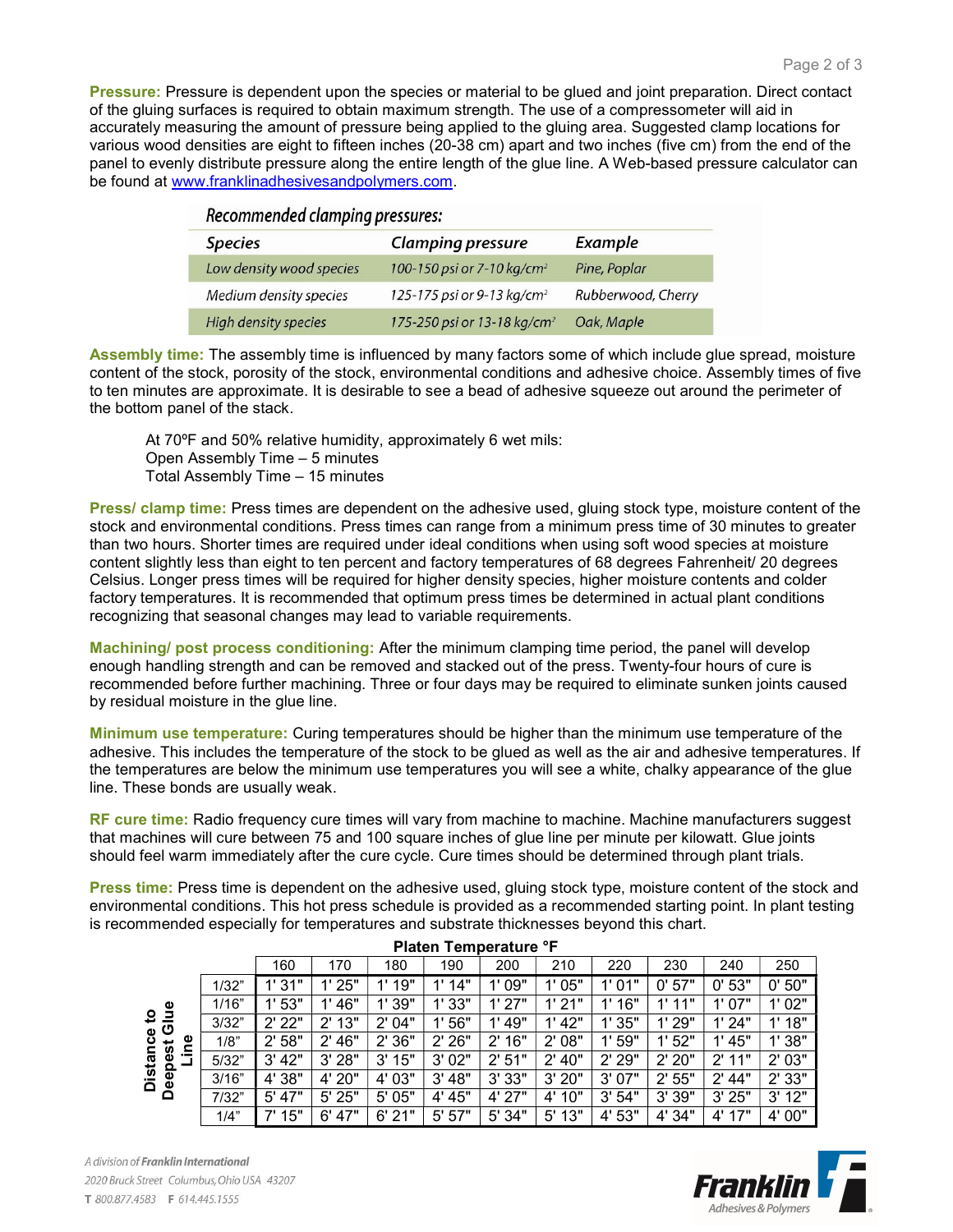**Pressure:** Pressure is dependent upon the species or material to be glued and joint preparation. Direct contact of the gluing surfaces is required to obtain maximum strength. The use of a compressometer will aid in accurately measuring the amount of pressure being applied to the gluing area. Suggested clamp locations for various wood densities are eight to fifteen inches (20-38 cm) apart and two inches (five cm) from the end of the panel to evenly distribute pressure along the entire length of the glue line. A Web-based pressure calculator can be found at [www.franklinadhesivesandpolymers.com](www.franklinadhesivesandpolymers.com).

*Recommended clamping pressures:*

| *Species* | *Clamping pressure* | *Example* |
|---|---|---|
| *Low density wood species* | *100-150 psi or 7-10 kg/cm²* | *Pine, Poplar* |
| *Medium density species* | *125-175 psi or 9-13 kg/cm²* | *Rubberwood, Cherry* |
| *High density species* | *175-250 psi or 13-18 kg/cm²* | *Oak, Maple* |

**Assembly time:** The assembly time is influenced by many factors some of which include glue spread, moisture content of the stock, porosity of the stock, environmental conditions and adhesive choice. Assembly times of five to ten minutes are approximate. It is desirable to see a bead of adhesive squeeze out around the perimeter of the bottom panel of the stack.

At 70ºF and 50% relative humidity, approximately 6 wet mils:
Open Assembly Time – 5 minutes
Total Assembly Time – 15 minutes

**Press/ clamp time:** Press times are dependent on the adhesive used, gluing stock type, moisture content of the stock and environmental conditions. Press times can range from a minimum press time of 30 minutes to greater than two hours. Shorter times are required under ideal conditions when using soft wood species at moisture content slightly less than eight to ten percent and factory temperatures of 68 degrees Fahrenheit/ 20 degrees Celsius. Longer press times will be required for higher density species, higher moisture contents and colder factory temperatures. It is recommended that optimum press times be determined in actual plant conditions recognizing that seasonal changes may lead to variable requirements.

**Machining/ post process conditioning:** After the minimum clamping time period, the panel will develop enough handling strength and can be removed and stacked out of the press. Twenty-four hours of cure is recommended before further machining. Three or four days may be required to eliminate sunken joints caused by residual moisture in the glue line.

**Minimum use temperature:** Curing temperatures should be higher than the minimum use temperature of the adhesive. This includes the temperature of the stock to be glued as well as the air and adhesive temperatures. If the temperatures are below the minimum use temperatures you will see a white, chalky appearance of the glue line. These bonds are usually weak.

**RF cure time:** Radio frequency cure times will vary from machine to machine. Machine manufacturers suggest that machines will cure between 75 and 100 square inches of glue line per minute per kilowatt. Glue joints should feel warm immediately after the cure cycle. Cure times should be determined through plant trials.

**Press time:** Press time is dependent on the adhesive used, gluing stock type, moisture content of the stock and environmental conditions. This hot press schedule is provided as a recommended starting point. In plant testing is recommended especially for temperatures and substrate thicknesses beyond this chart.

| | | **Platen Temperature °F** | | | | | | | | | |
|---|---|---|---|---|---|---|---|---|---|---|---|
| | | 160 | 170 | 180 | 190 | 200 | 210 | 220 | 230 | 240 | 250 |
| **Distance to Deepest Glue Line** | 1/32" | 1' 31" | 1' 25" | 1' 19" | 1' 14" | 1' 09" | 1' 05" | 1' 01" | 0' 57" | 0' 53" | 0' 50" |
| | 1/16" | 1' 53" | 1' 46" | 1' 39" | 1' 33" | 1' 27" | 1' 21" | 1' 16" | 1' 11" | 1' 07" | 1' 02" |
| | 3/32" | 2' 22" | 2' 13" | 2' 04" | 1' 56" | 1' 49" | 1' 42" | 1' 35" | 1' 29" | 1' 24" | 1' 18" |
| | 1/8" | 2' 58" | 2' 46" | 2' 36" | 2' 26" | 2' 16" | 2' 08" | 1' 59" | 1' 52" | 1' 45" | 1' 38" |
| | 5/32" | 3' 42" | 3' 28" | 3' 15" | 3' 02" | 2' 51" | 2' 40" | 2' 29" | 2' 20" | 2' 11" | 2' 03" |
| | 3/16" | 4' 38" | 4' 20" | 4' 03" | 3' 48" | 3' 33" | 3' 20" | 3' 07" | 2' 55" | 2' 44" | 2' 33" |
| | 7/32" | 5' 47" | 5' 25" | 5' 05" | 4' 45" | 4' 27" | 4' 10" | 3' 54" | 3' 39" | 3' 25" | 3' 12" |
| | 1/4" | 7' 15" | 6' 47" | 6' 21" | 5' 57" | 5' 34" | 5' 13" | 4' 53" | 4' 34" | 4' 17" | 4' 00" |

*A division of **Franklin International***
*2020 Bruck Street Columbus, Ohio USA 43207*
**T** *800.877.4583* **F** *614.445.1555*

**Franklin** Adhesives & Polymers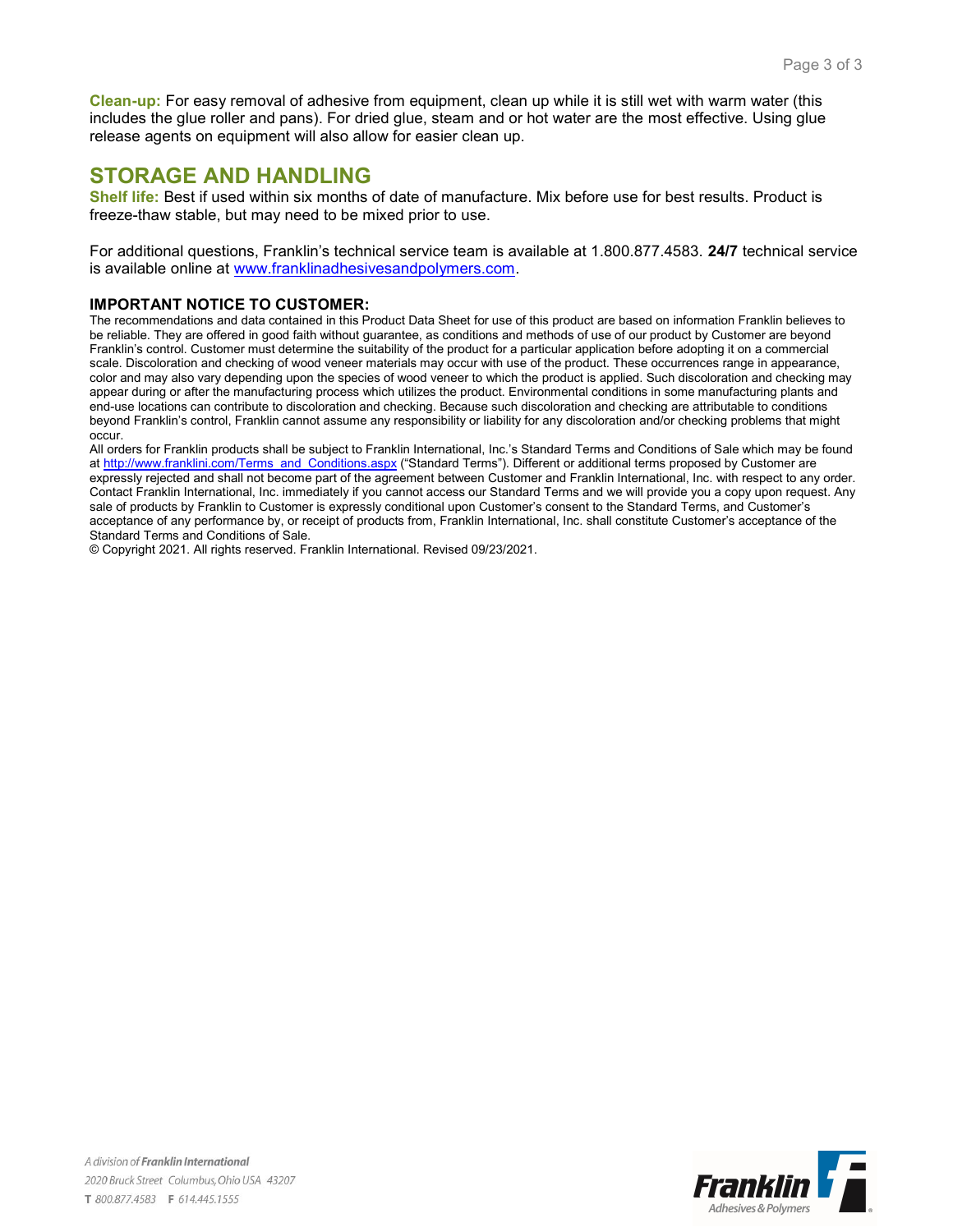**Clean-up:** For easy removal of adhesive from equipment, clean up while it is still wet with warm water (this includes the glue roller and pans). For dried glue, steam and or hot water are the most effective. Using glue release agents on equipment will also allow for easier clean up.

## STORAGE AND HANDLING

**Shelf life:** Best if used within six months of date of manufacture. Mix before use for best results. Product is freeze-thaw stable, but may need to be mixed prior to use.

For additional questions, Franklin's technical service team is available at 1.800.877.4583. **24/7** technical service is available online at www.franklinadhesivesandpolymers.com.

### IMPORTANT NOTICE TO CUSTOMER:

The recommendations and data contained in this Product Data Sheet for use of this product are based on information Franklin believes to be reliable. They are offered in good faith without guarantee, as conditions and methods of use of our product by Customer are beyond Franklin's control. Customer must determine the suitability of the product for a particular application before adopting it on a commercial scale. Discoloration and checking of wood veneer materials may occur with use of the product. These occurrences range in appearance, color and may also vary depending upon the species of wood veneer to which the product is applied. Such discoloration and checking may appear during or after the manufacturing process which utilizes the product. Environmental conditions in some manufacturing plants and end-use locations can contribute to discoloration and checking. Because such discoloration and checking are attributable to conditions beyond Franklin's control, Franklin cannot assume any responsibility or liability for any discoloration and/or checking problems that might occur.

All orders for Franklin products shall be subject to Franklin International, Inc.'s Standard Terms and Conditions of Sale which may be found at http://www.franklini.com/Terms_and_Conditions.aspx ("Standard Terms"). Different or additional terms proposed by Customer are expressly rejected and shall not become part of the agreement between Customer and Franklin International, Inc. with respect to any order. Contact Franklin International, Inc. immediately if you cannot access our Standard Terms and we will provide you a copy upon request. Any sale of products by Franklin to Customer is expressly conditional upon Customer's consent to the Standard Terms, and Customer's acceptance of any performance by, or receipt of products from, Franklin International, Inc. shall constitute Customer's acceptance of the Standard Terms and Conditions of Sale.

© Copyright 2021. All rights reserved. Franklin International. Revised 09/23/2021.

*A division of* ***Franklin International***
*2020 Bruck Street Columbus, Ohio USA 43207*
**T** *800.877.4583* **F** *614.445.1555*

Franklin Adhesives & Polymers